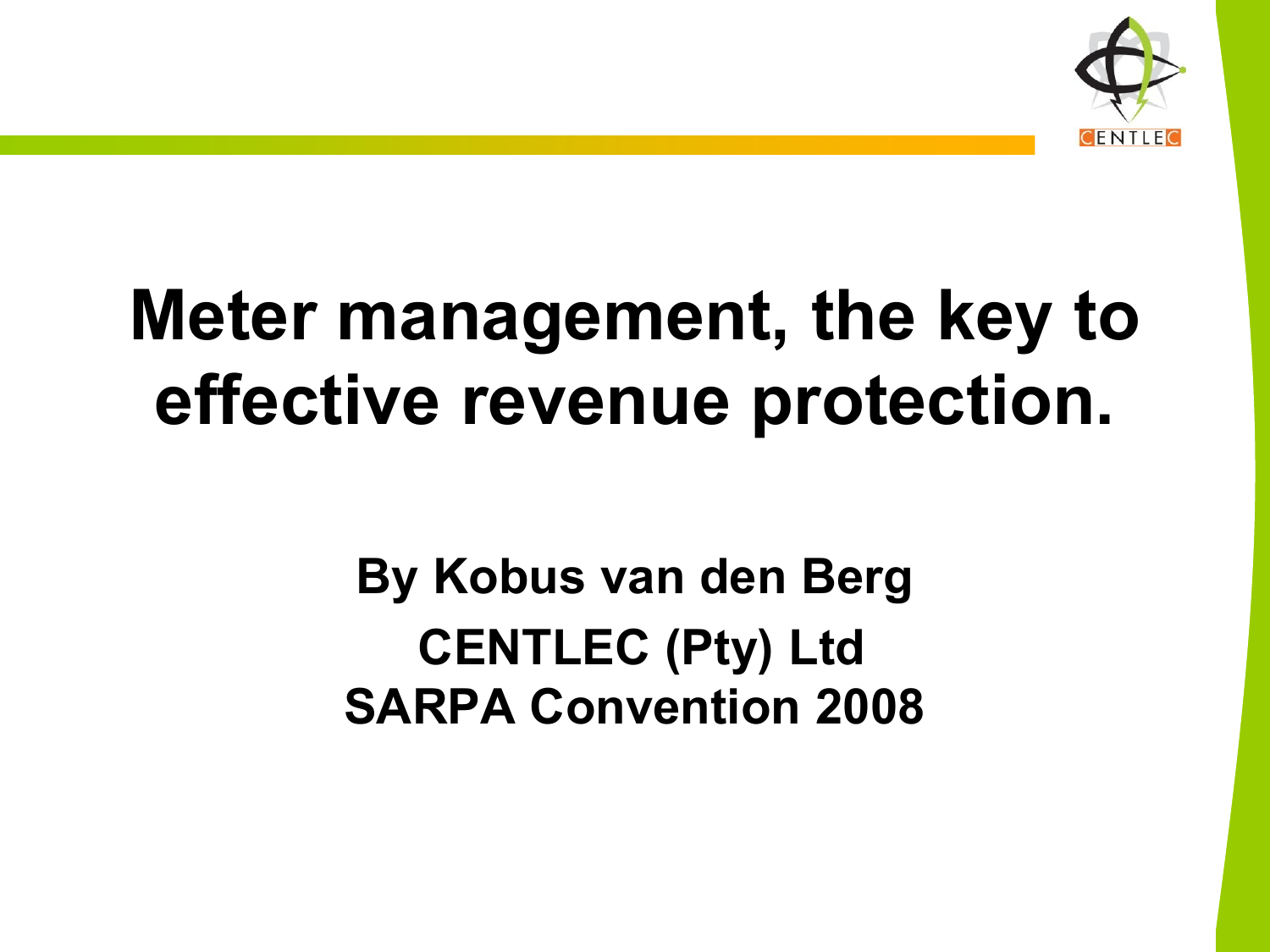# Meter management, the key to effective revenue protection.

**By Kobus van den Berg**
**CENTLEC (Pty) Ltd**
**SARPA Convention 2008**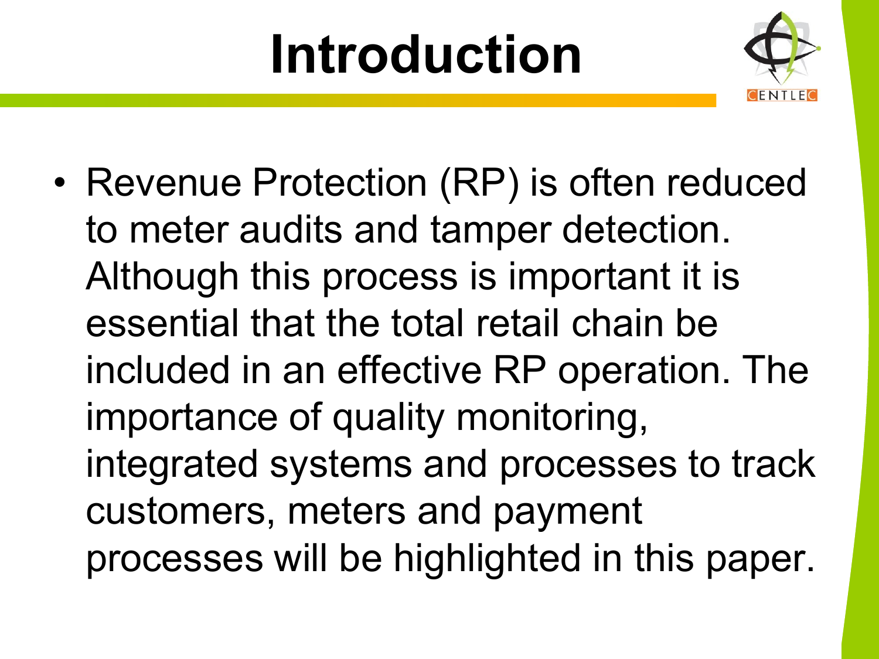# Introduction

- Revenue Protection (RP) is often reduced to meter audits and tamper detection. Although this process is important it is essential that the total retail chain be included in an effective RP operation. The importance of quality monitoring, integrated systems and processes to track customers, meters and payment processes will be highlighted in this paper.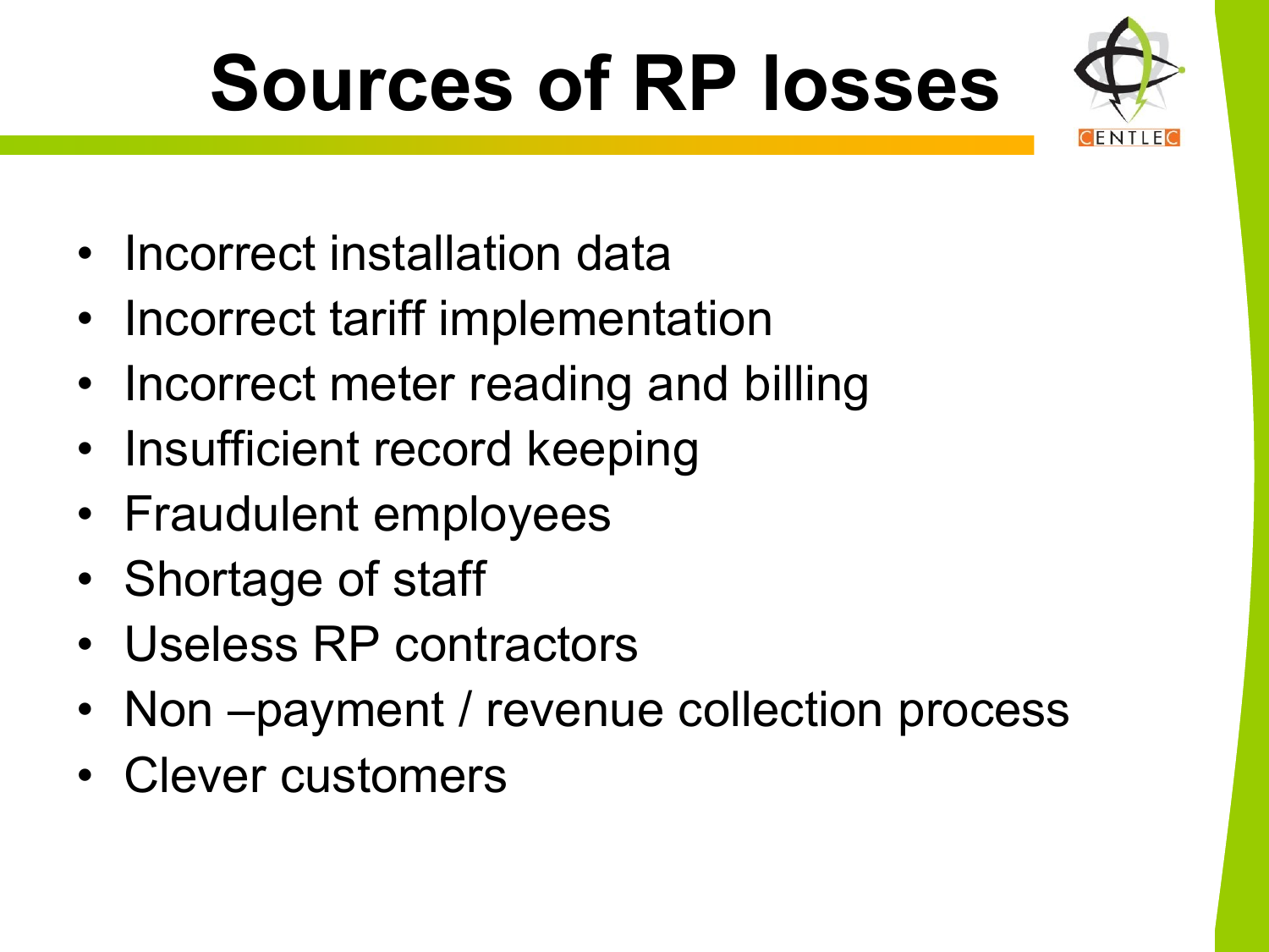# Sources of RP losses

- Incorrect installation data
- Incorrect tariff implementation
- Incorrect meter reading and billing
- Insufficient record keeping
- Fraudulent employees
- Shortage of staff
- Useless RP contractors
- Non –payment / revenue collection process
- Clever customers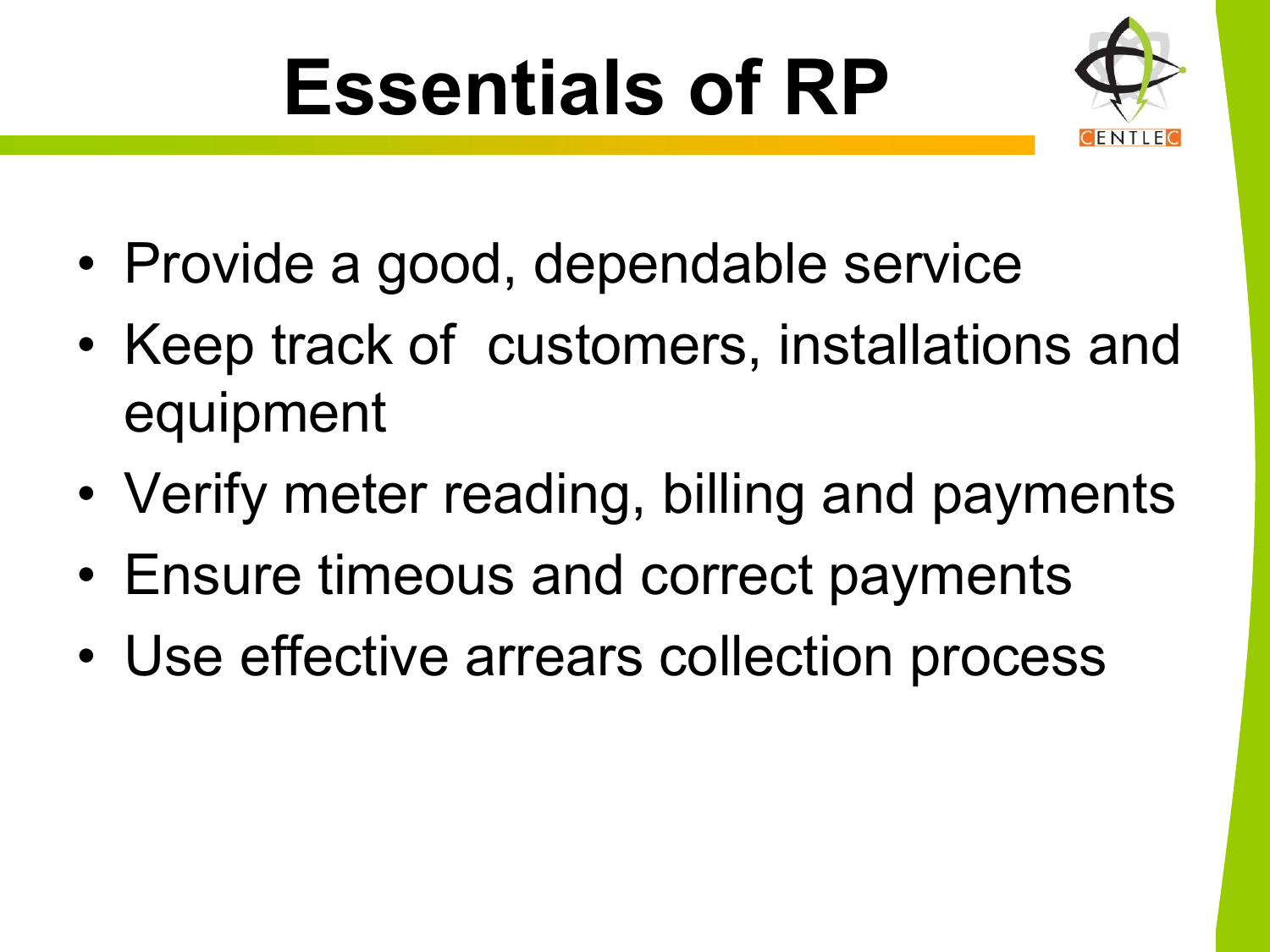# Essentials of RP

- Provide a good, dependable service
- Keep track of customers, installations and equipment
- Verify meter reading, billing and payments
- Ensure timeous and correct payments
- Use effective arrears collection process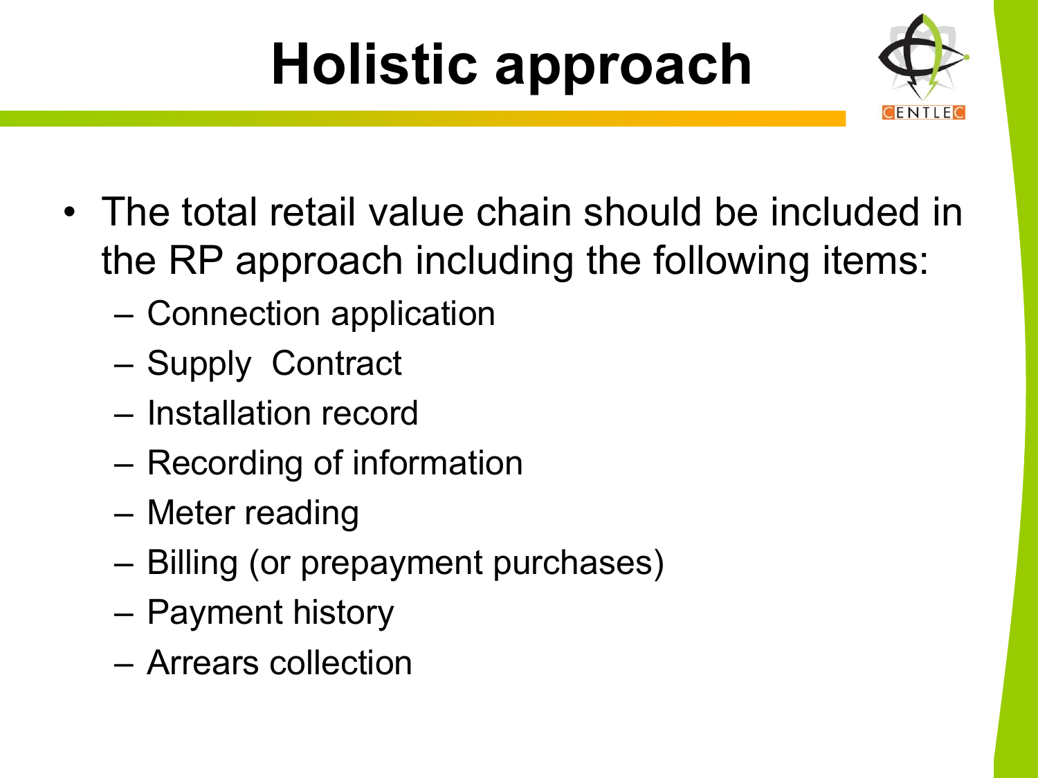# Holistic approach

- The total retail value chain should be included in the RP approach including the following items:
  - Connection application
  - Supply  Contract
  - Installation record
  - Recording of information
  - Meter reading
  - Billing (or prepayment purchases)
  - Payment history
  - Arrears collection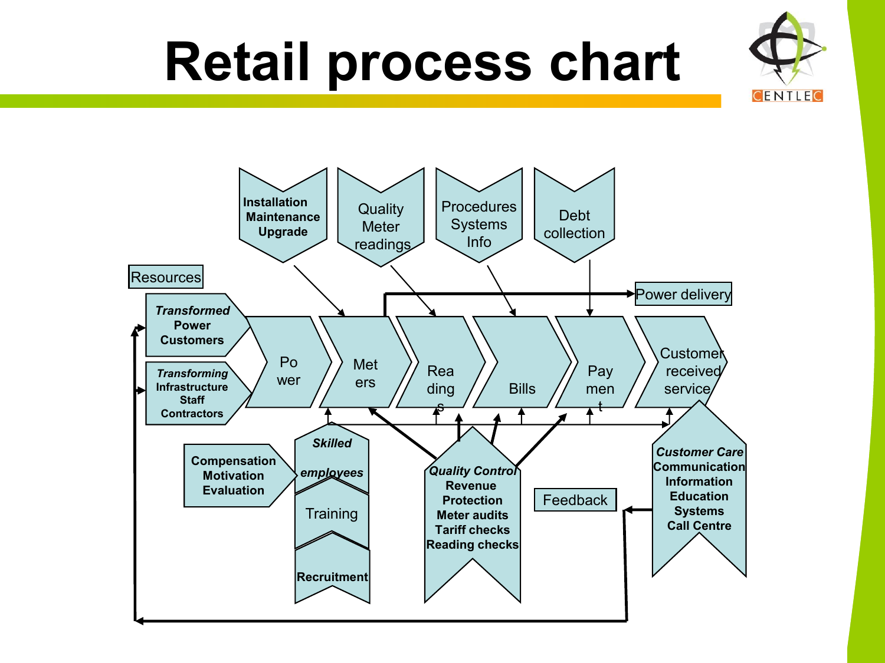# Retail process chart

Installation Maintenance Upgrade

Quality Meter readings

Procedures Systems Info

Debt collection

Resources

Power delivery

*Transformed* Power Customers

*Transforming* Infrastructure Staff Contractors

Power → Meters → Readings → Bills → Payment → Customer received service

Compensation Motivation Evaluation

*Skilled employees*

Training

Recruitment

*Quality Control* Revenue Protection Meter audits Tariff checks Reading checks

Feedback

*Customer Care* Communication Information Education Systems Call Centre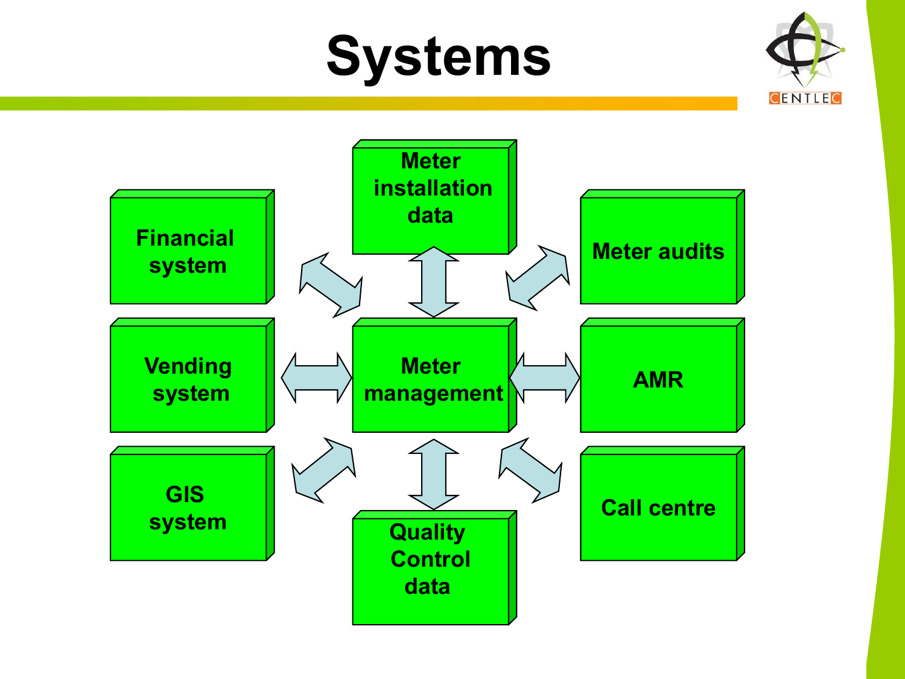# Systems

Meter installation data

Financial system

Meter audits

Vending system

Meter management

AMR

GIS system

Quality Control data

Call centre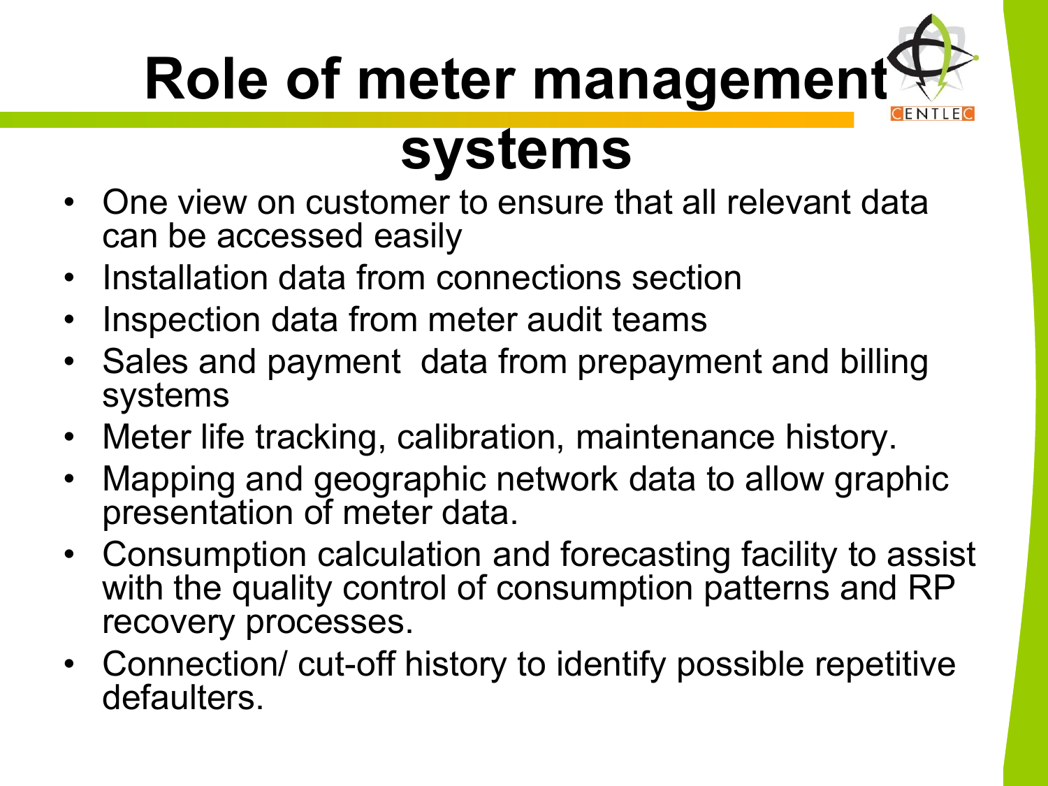# Role of meter management systems

- One view on customer to ensure that all relevant data can be accessed easily
- Installation data from connections section
- Inspection data from meter audit teams
- Sales and payment data from prepayment and billing systems
- Meter life tracking, calibration, maintenance history.
- Mapping and geographic network data to allow graphic presentation of meter data.
- Consumption calculation and forecasting facility to assist with the quality control of consumption patterns and RP recovery processes.
- Connection/ cut-off history to identify possible repetitive defaulters.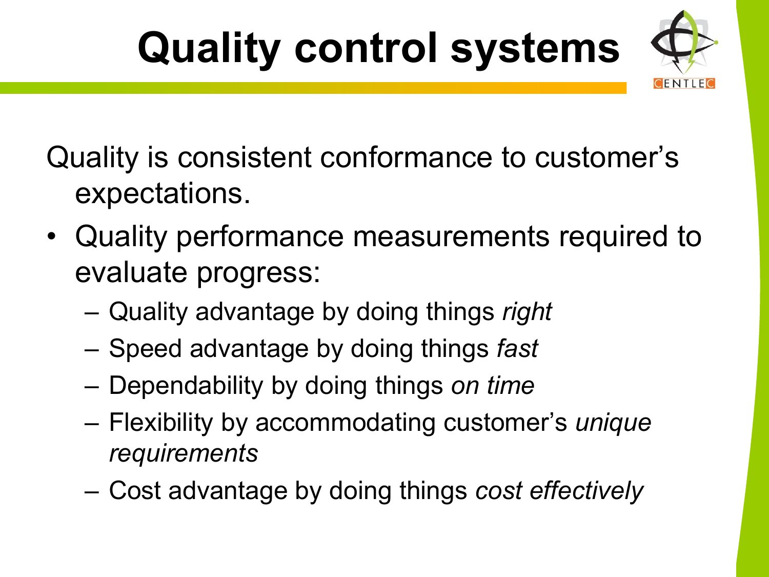# Quality control systems

Quality is consistent conformance to customer's expectations.

- Quality performance measurements required to evaluate progress:
  - Quality advantage by doing things *right*
  - Speed advantage by doing things *fast*
  - Dependability by doing things *on time*
  - Flexibility by accommodating customer's *unique requirements*
  - Cost advantage by doing things *cost effectively*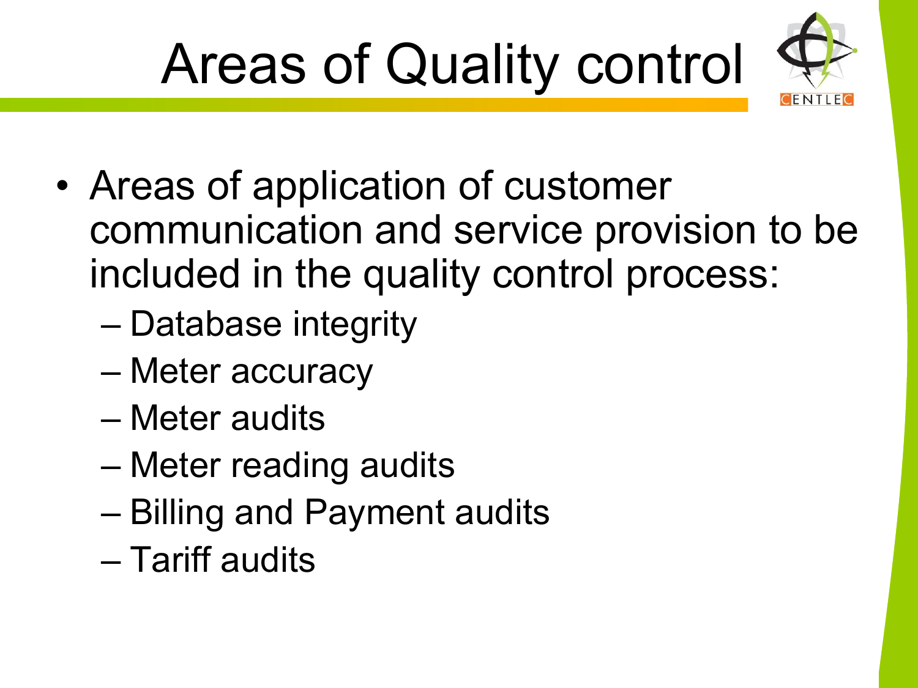# Areas of Quality control

- Areas of application of customer communication and service provision to be included in the quality control process:
  - Database integrity
  - Meter accuracy
  - Meter audits
  - Meter reading audits
  - Billing and Payment audits
  - Tariff audits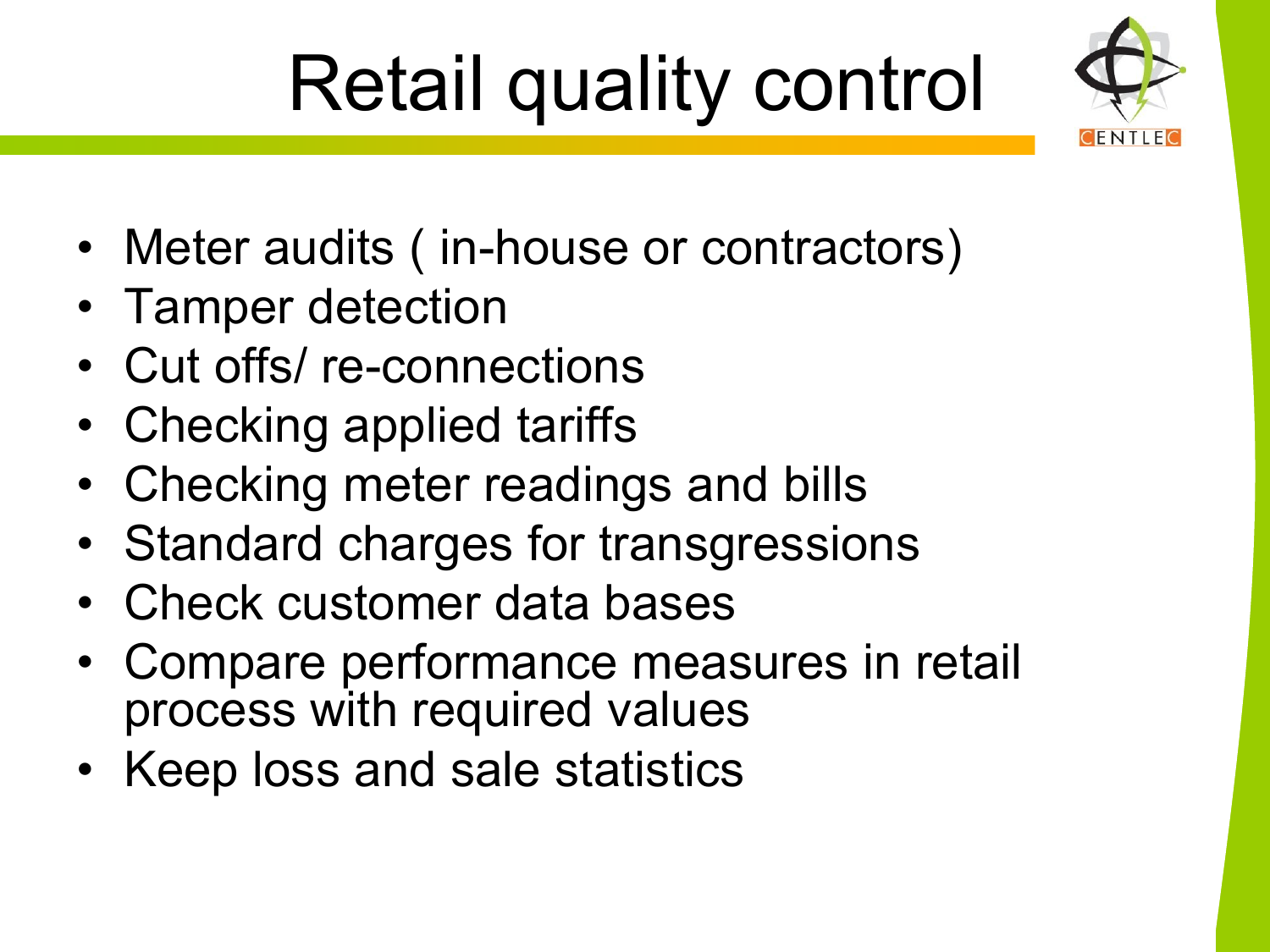# Retail quality control

- Meter audits ( in-house or contractors)
- Tamper detection
- Cut offs/ re-connections
- Checking applied tariffs
- Checking meter readings and bills
- Standard charges for transgressions
- Check customer data bases
- Compare performance measures in retail process with required values
- Keep loss and sale statistics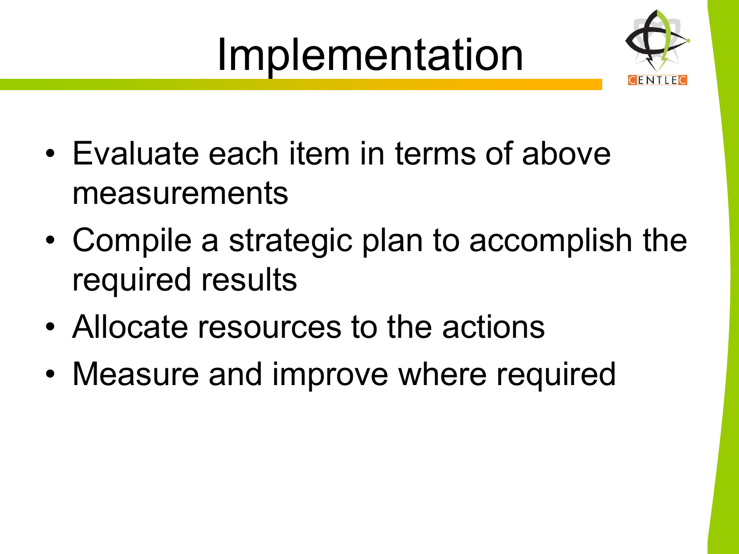# Implementation

- Evaluate each item in terms of above measurements
- Compile a strategic plan to accomplish the required results
- Allocate resources to the actions
- Measure and improve where required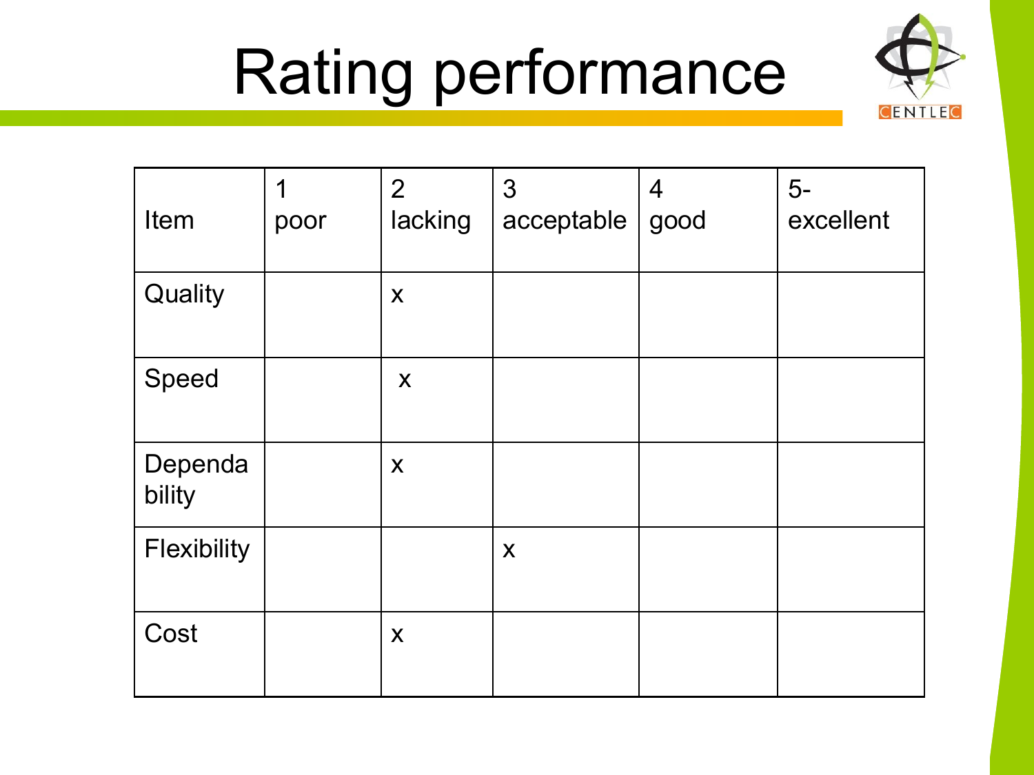# Rating performance

| Item | 1 poor | 2 lacking | 3 acceptable | 4 good | 5- excellent |
|---|---|---|---|---|---|
| Quality | | x | | | |
| Speed | | x | | | |
| Dependability | | x | | | |
| Flexibility | | | x | | |
| Cost | | x | | | |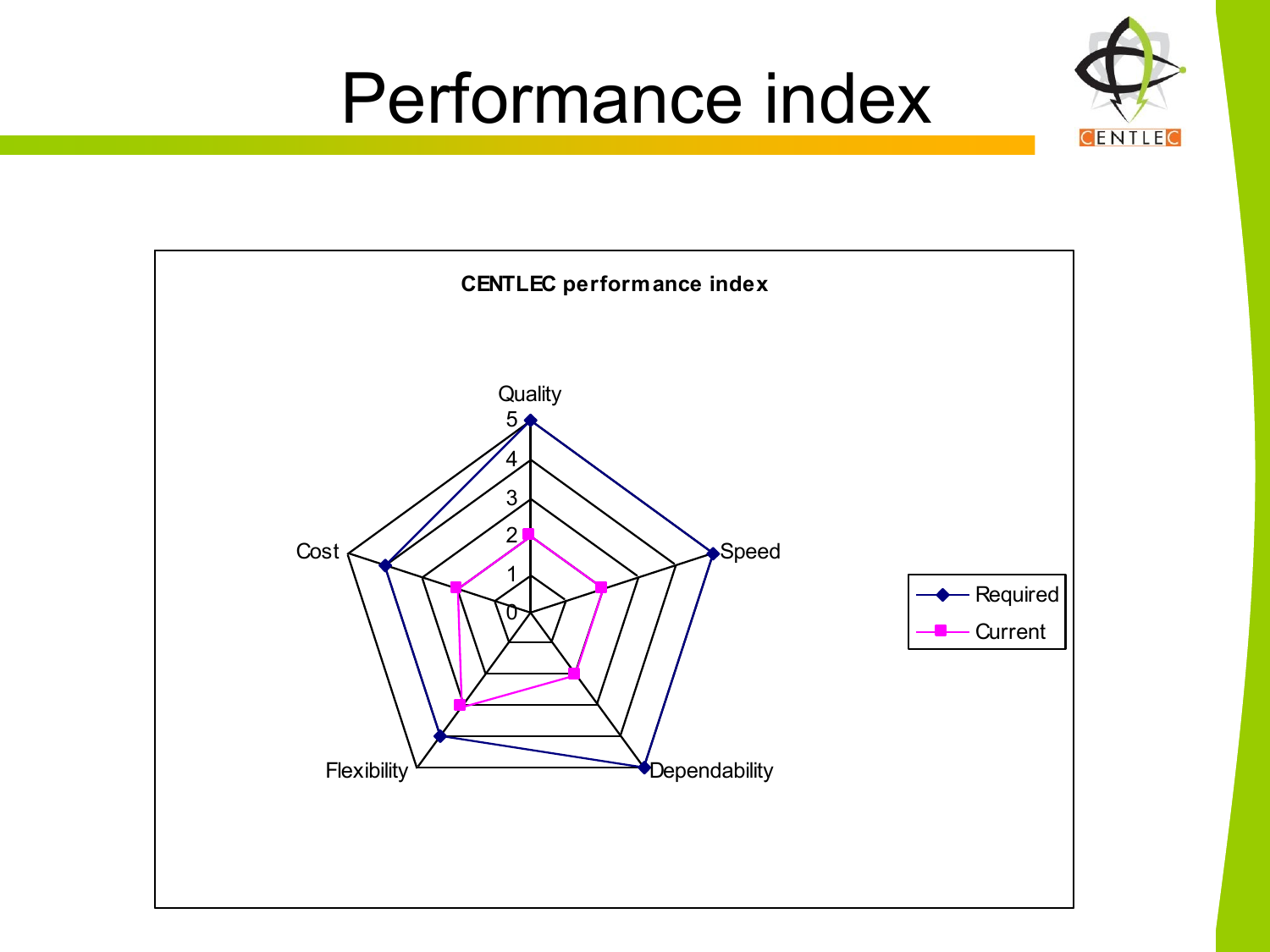# Performance index

**CENTLEC performance index**

| | Quality | Speed | Dependability | Flexibility | Cost |
|---|---|---|---|---|---|
| Required | 5 | 5 | 5 | 4 | 4 |
| Current | 2 | 2 | 2 | 3 | 2 |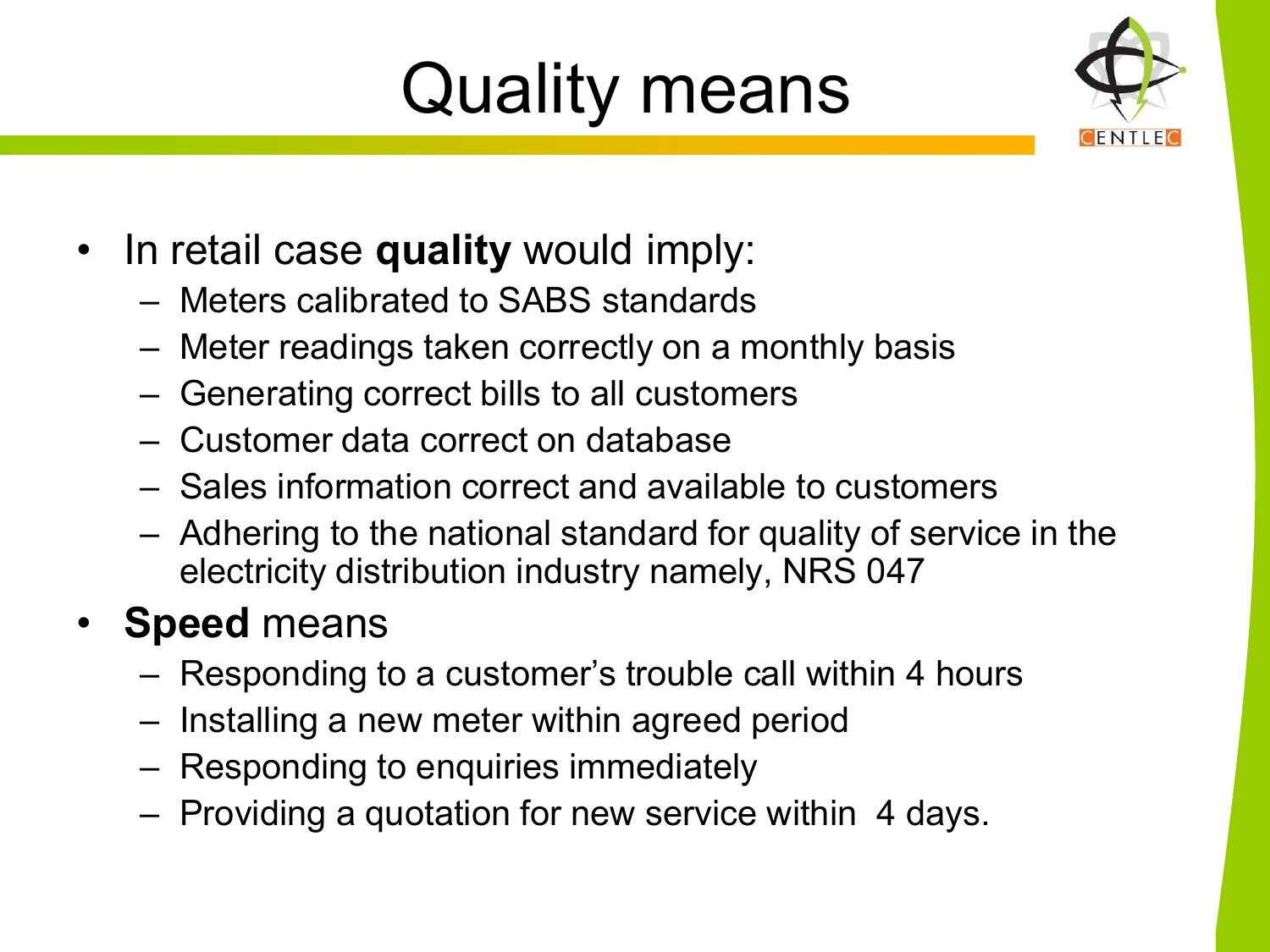# Quality means

- In retail case **quality** would imply:
  - Meters calibrated to SABS standards
  - Meter readings taken correctly on a monthly basis
  - Generating correct bills to all customers
  - Customer data correct on database
  - Sales information correct and available to customers
  - Adhering to the national standard for quality of service in the electricity distribution industry namely, NRS 047
- **Speed** means
  - Responding to a customer's trouble call within 4 hours
  - Installing a new meter within agreed period
  - Responding to enquiries immediately
  - Providing a quotation for new service within 4 days.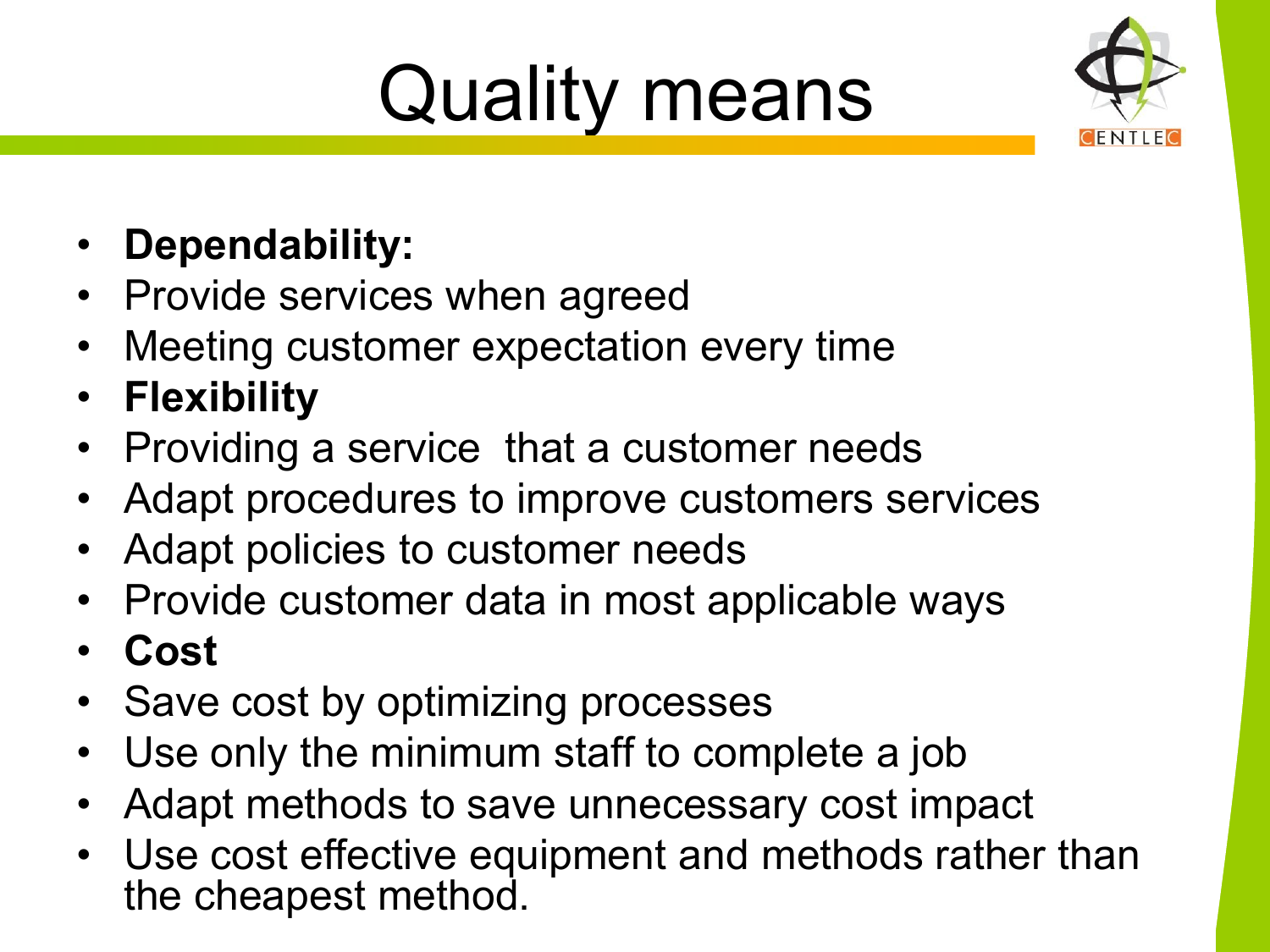# Quality means

- **Dependability:**
- Provide services when agreed
- Meeting customer expectation every time
- **Flexibility**
- Providing a service  that a customer needs
- Adapt procedures to improve customers services
- Adapt policies to customer needs
- Provide customer data in most applicable ways
- **Cost**
- Save cost by optimizing processes
- Use only the minimum staff to complete a job
- Adapt methods to save unnecessary cost impact
- Use cost effective equipment and methods rather than the cheapest method.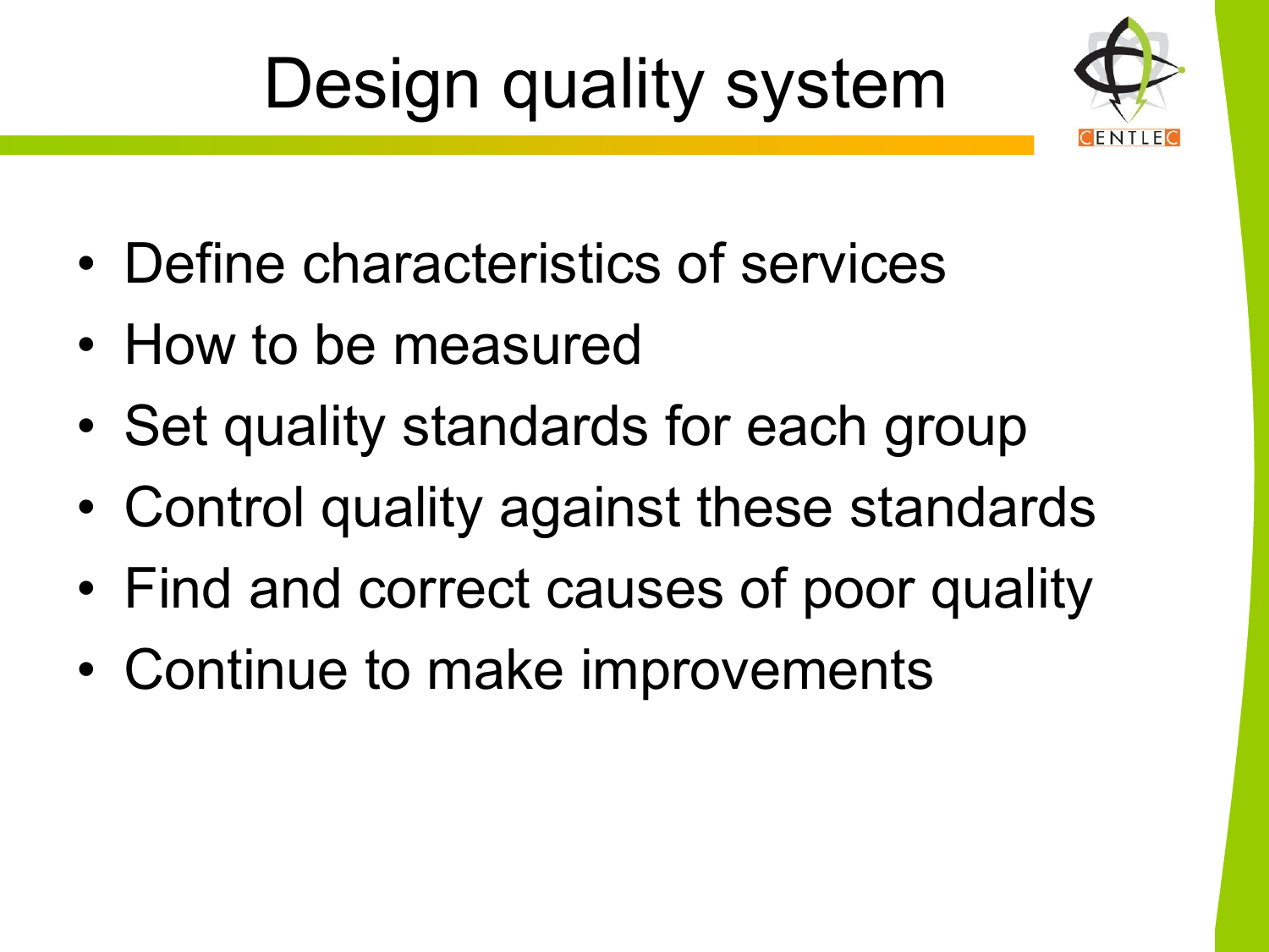# Design quality system

- Define characteristics of services
- How to be measured
- Set quality standards for each group
- Control quality against these standards
- Find and correct causes of poor quality
- Continue to make improvements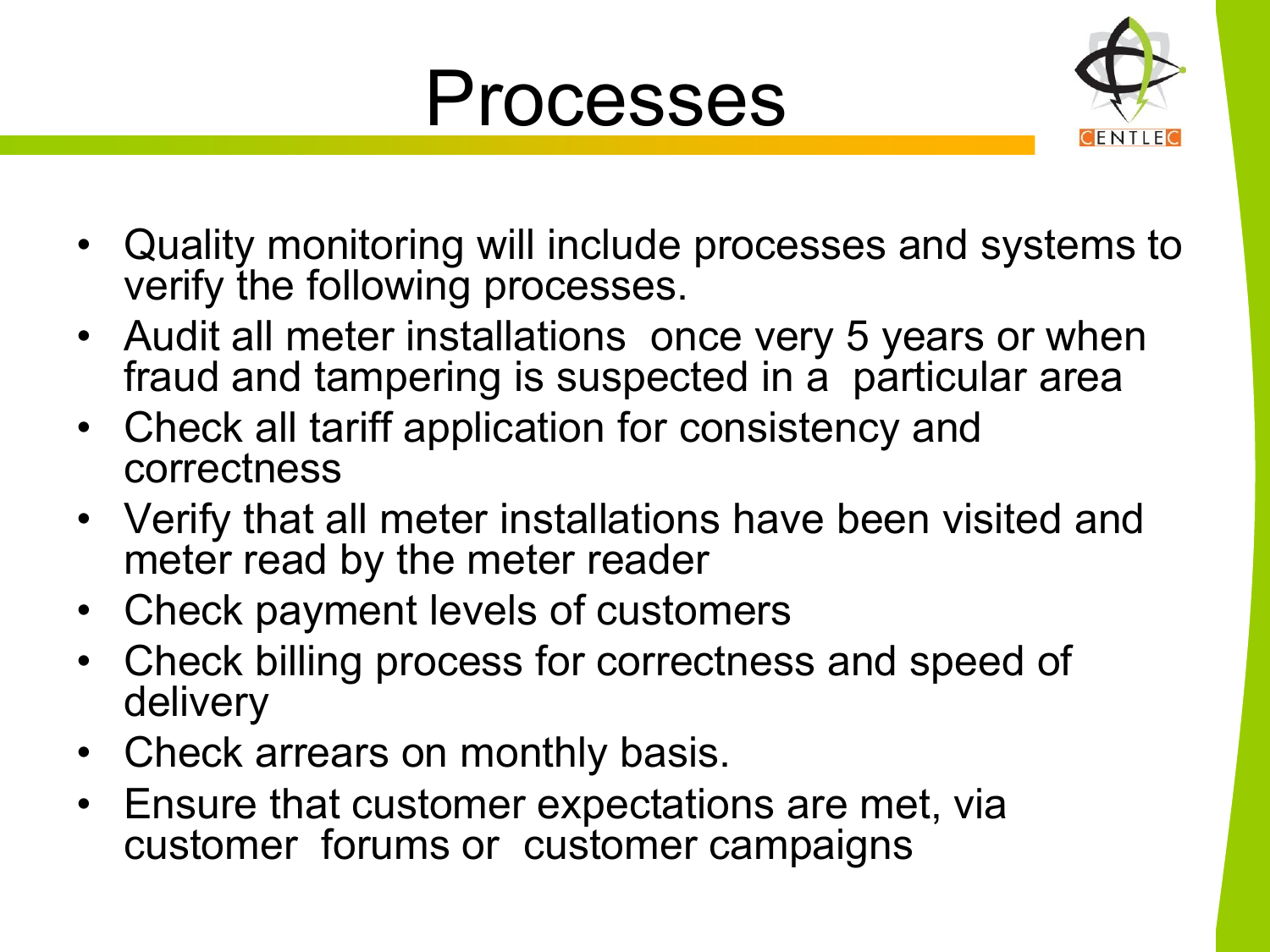# Processes

- Quality monitoring will include processes and systems to verify the following processes.
- Audit all meter installations once very 5 years or when fraud and tampering is suspected in a particular area
- Check all tariff application for consistency and correctness
- Verify that all meter installations have been visited and meter read by the meter reader
- Check payment levels of customers
- Check billing process for correctness and speed of delivery
- Check arrears on monthly basis.
- Ensure that customer expectations are met, via customer forums or customer campaigns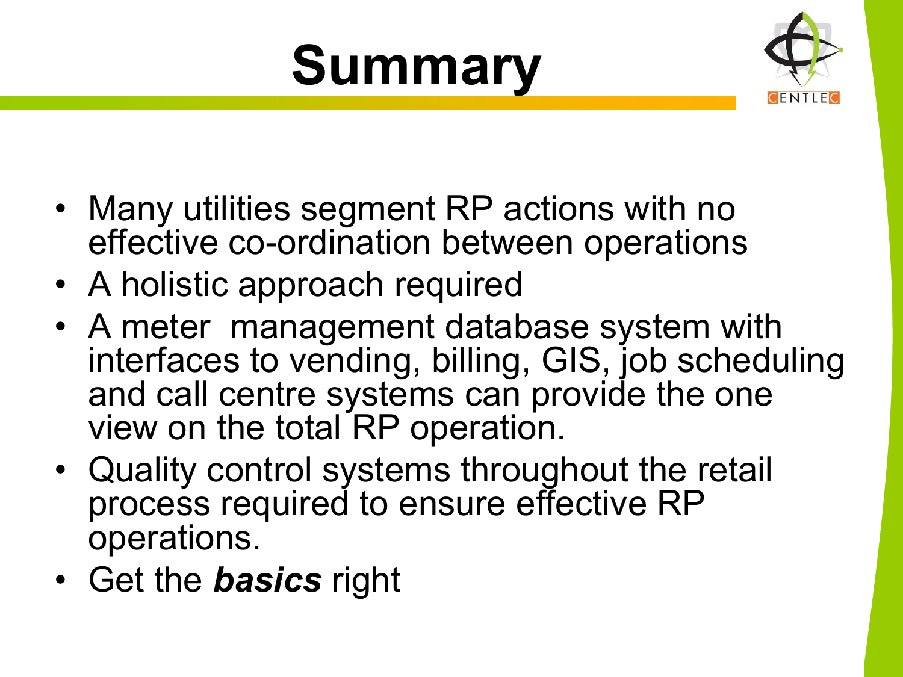# Summary

- Many utilities segment RP actions with no effective co-ordination between operations
- A holistic approach required
- A meter management database system with interfaces to vending, billing, GIS, job scheduling and call centre systems can provide the one view on the total RP operation.
- Quality control systems throughout the retail process required to ensure effective RP operations.
- Get the ***basics*** right